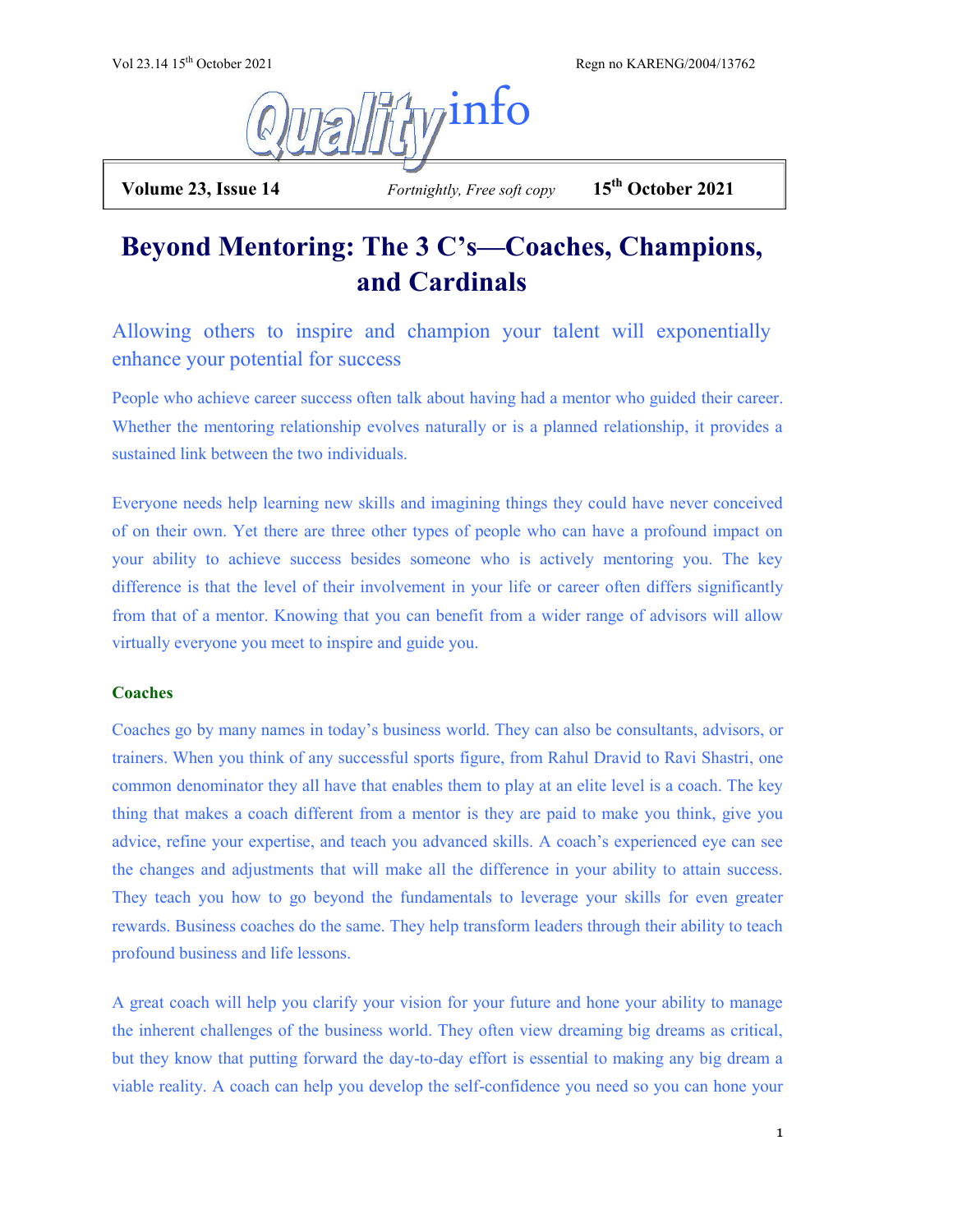# Beyond Mentoring: The 3 C's—Coaches, Champions, and Cardinals

## Allowing others to inspire and champion your talent will exponentially enhance your potential for success

People who achieve career success often talk about having had a mentor who guided their career. Whether the mentoring relationship evolves naturally or is a planned relationship, it provides a sustained link between the two individuals.

Everyone needs help learning new skills and imagining things they could have never conceived of on their own. Yet there are three other types of people who can have a profound impact on your ability to achieve success besides someone who is actively mentoring you. The key difference is that the level of their involvement in your life or career often differs significantly from that of a mentor. Knowing that you can benefit from a wider range of advisors will allow virtually everyone you meet to inspire and guide you.

### Coaches

Coaches go by many names in today's business world. They can also be consultants, advisors, or trainers. When you think of any successful sports figure, from Rahul Dravid to Ravi Shastri, one common denominator they all have that enables them to play at an elite level is a coach. The key thing that makes a coach different from a mentor is they are paid to make you think, give you advice, refine your expertise, and teach you advanced skills. A coach's experienced eye can see the changes and adjustments that will make all the difference in your ability to attain success. They teach you how to go beyond the fundamentals to leverage your skills for even greater rewards. Business coaches do the same. They help transform leaders through their ability to teach profound business and life lessons.

A great coach will help you clarify your vision for your future and hone your ability to manage the inherent challenges of the business world. They often view dreaming big dreams as critical, but they know that putting forward the day-to-day effort is essential to making any big dream a viable reality. A coach can help you develop the self-confidence you need so you can hone your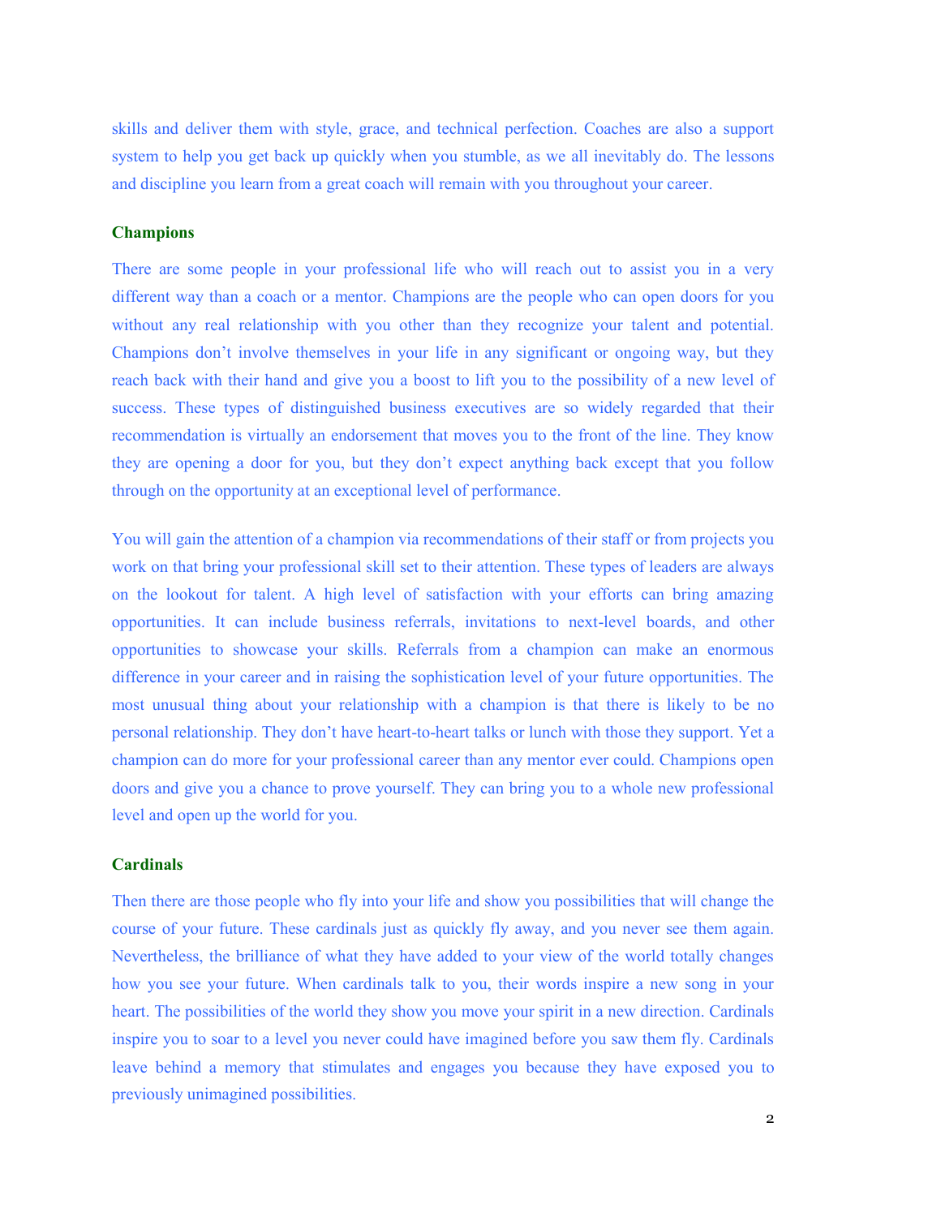skills and deliver them with style, grace, and technical perfection. Coaches are also a support system to help you get back up quickly when you stumble, as we all inevitably do. The lessons and discipline you learn from a great coach will remain with you throughout your career.

### Champions

There are some people in your professional life who will reach out to assist you in a very different way than a coach or a mentor. Champions are the people who can open doors for you without any real relationship with you other than they recognize your talent and potential. Champions don't involve themselves in your life in any significant or ongoing way, but they reach back with their hand and give you a boost to lift you to the possibility of a new level of success. These types of distinguished business executives are so widely regarded that their recommendation is virtually an endorsement that moves you to the front of the line. They know they are opening a door for you, but they don't expect anything back except that you follow through on the opportunity at an exceptional level of performance.

You will gain the attention of a champion via recommendations of their staff or from projects you work on that bring your professional skill set to their attention. These types of leaders are always on the lookout for talent. A high level of satisfaction with your efforts can bring amazing opportunities. It can include business referrals, invitations to next-level boards, and other opportunities to showcase your skills. Referrals from a champion can make an enormous difference in your career and in raising the sophistication level of your future opportunities. The most unusual thing about your relationship with a champion is that there is likely to be no personal relationship. They don't have heart-to-heart talks or lunch with those they support. Yet a champion can do more for your professional career than any mentor ever could. Champions open doors and give you a chance to prove yourself. They can bring you to a whole new professional level and open up the world for you.

### Cardinals

Then there are those people who fly into your life and show you possibilities that will change the course of your future. These cardinals just as quickly fly away, and you never see them again. Nevertheless, the brilliance of what they have added to your view of the world totally changes how you see your future. When cardinals talk to you, their words inspire a new song in your heart. The possibilities of the world they show you move your spirit in a new direction. Cardinals inspire you to soar to a level you never could have imagined before you saw them fly. Cardinals leave behind a memory that stimulates and engages you because they have exposed you to previously unimagined possibilities.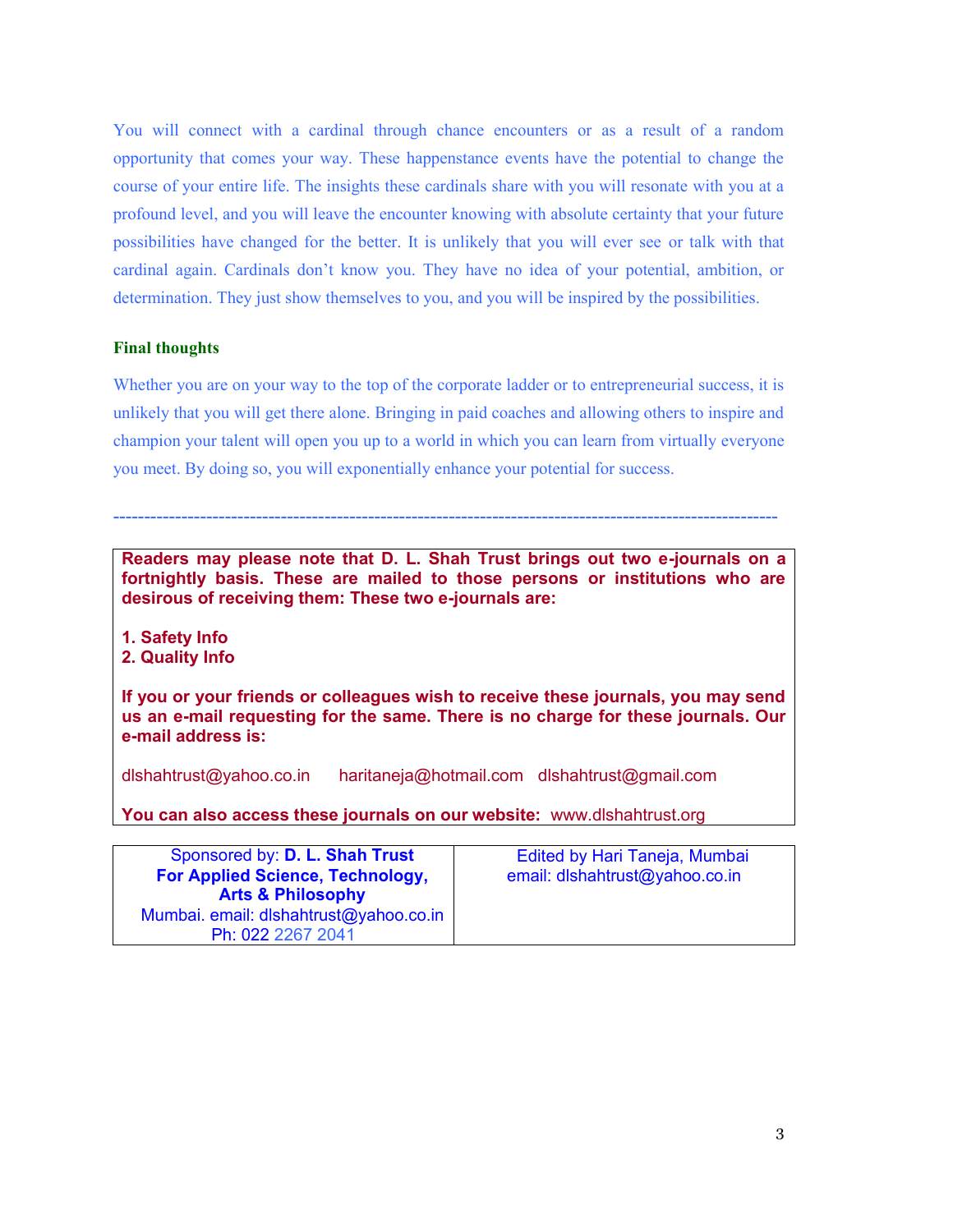You will connect with a cardinal through chance encounters or as a result of a random opportunity that comes your way. These happenstance events have the potential to change the course of your entire life. The insights these cardinals share with you will resonate with you at a profound level, and you will leave the encounter knowing with absolute certainty that your future possibilities have changed for the better. It is unlikely that you will ever see or talk with that cardinal again. Cardinals don't know you. They have no idea of your potential, ambition, or determination. They just show themselves to you, and you will be inspired by the possibilities.

**Final thoughts**

Whether you are on your way to the top of the corporate ladder or to entrepreneurial success, it is unlikely that you will get there alone. Bringing in paid coaches and allowing others to inspire and champion your talent will open you up to a world in which you can learn from virtually everyone you meet. By doing so, you will exponentially enhance your potential for success.

---

**Readers may please note that D. L. Shah Trust brings out two e-journals on a fortnightly basis. These are mailed to those persons or institutions who are desirous of receiving them: These two e-journals are:**

**1. Safety Info**
**2. Quality Info**

**If you or your friends or colleagues wish to receive these journals, you may send us an e-mail requesting for the same. There is no charge for these journals. Our e-mail address is:**

dlshahtrust@yahoo.co.in haritaneja@hotmail.com dlshahtrust@gmail.com

**You can also access these journals on our website:** www.dlshahtrust.org

| | |
|---|---|
| Sponsored by: **D. L. Shah Trust For Applied Science, Technology, Arts & Philosophy** Mumbai. email: dlshahtrust@yahoo.co.in Ph: 022 2267 2041 | Edited by Hari Taneja, Mumbai email: dlshahtrust@yahoo.co.in |